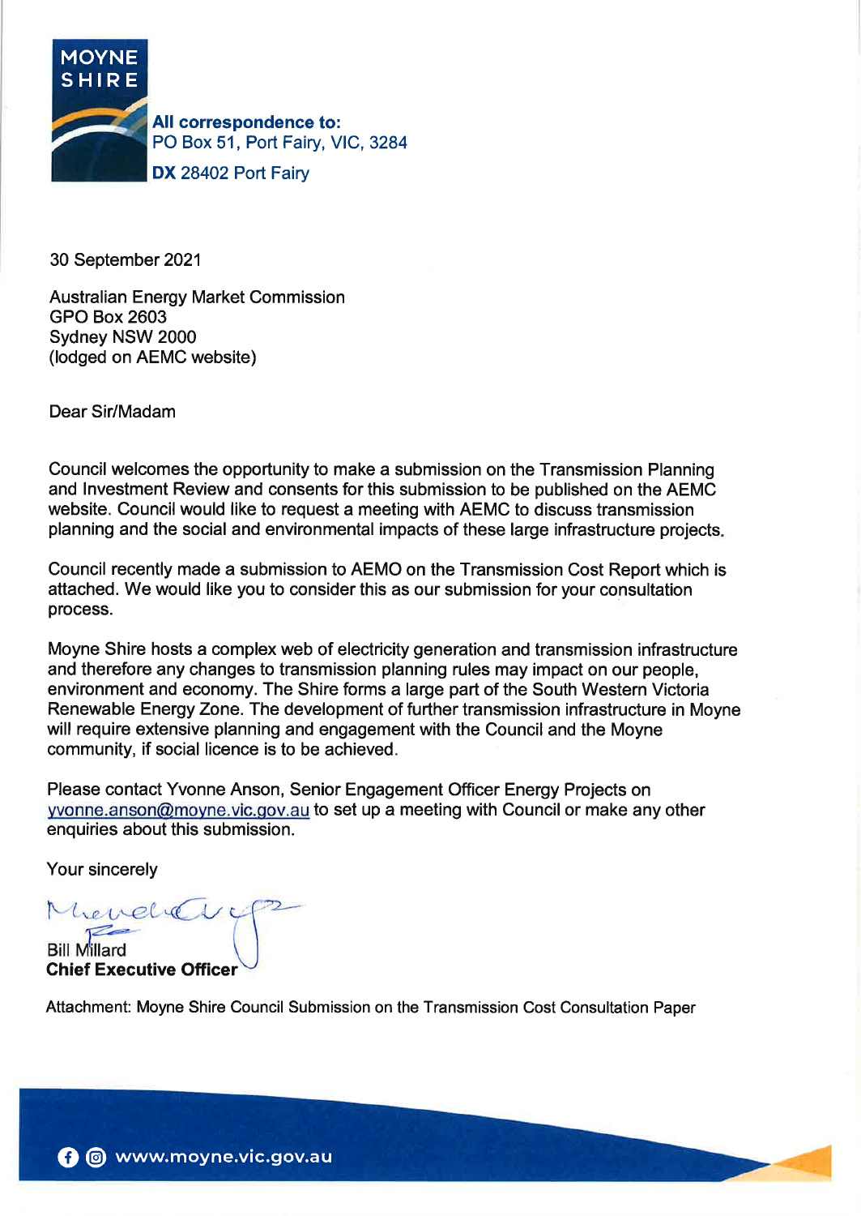MOYNE SHIRE

**All correspondence to:**
PO Box 51, Port Fairy, VIC, 3284
**DX** 28402 Port Fairy

30 September 2021

Australian Energy Market Commission
GPO Box 2603
Sydney NSW 2000
(lodged on AEMC website)

Dear Sir/Madam

Council welcomes the opportunity to make a submission on the Transmission Planning and Investment Review and consents for this submission to be published on the AEMC website. Council would like to request a meeting with AEMC to discuss transmission planning and the social and environmental impacts of these large infrastructure projects.

Council recently made a submission to AEMO on the Transmission Cost Report which is attached. We would like you to consider this as our submission for your consultation process.

Moyne Shire hosts a complex web of electricity generation and transmission infrastructure and therefore any changes to transmission planning rules may impact on our people, environment and economy. The Shire forms a large part of the South Western Victoria Renewable Energy Zone. The development of further transmission infrastructure in Moyne will require extensive planning and engagement with the Council and the Moyne community, if social licence is to be achieved.

Please contact Yvonne Anson, Senior Engagement Officer Energy Projects on yvonne.anson@moyne.vic.gov.au to set up a meeting with Council or make any other enquiries about this submission.

Your sincerely

Bill Millard
**Chief Executive Officer**

Attachment: Moyne Shire Council Submission on the Transmission Cost Consultation Paper

www.moyne.vic.gov.au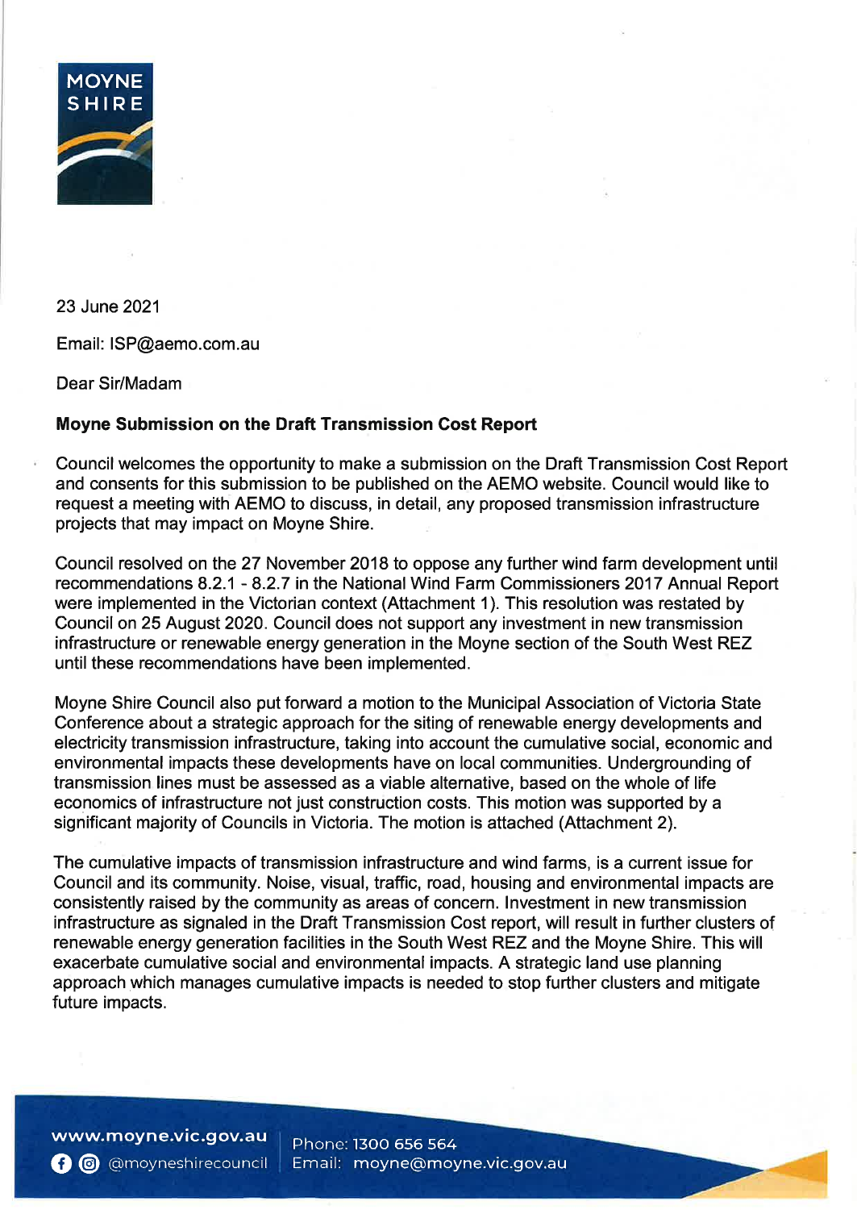MOYNE SHIRE

23 June 2021

Email: ISP@aemo.com.au

Dear Sir/Madam

**Moyne Submission on the Draft Transmission Cost Report**

Council welcomes the opportunity to make a submission on the Draft Transmission Cost Report and consents for this submission to be published on the AEMO website. Council would like to request a meeting with AEMO to discuss, in detail, any proposed transmission infrastructure projects that may impact on Moyne Shire.

Council resolved on the 27 November 2018 to oppose any further wind farm development until recommendations 8.2.1 - 8.2.7 in the National Wind Farm Commissioners 2017 Annual Report were implemented in the Victorian context (Attachment 1). This resolution was restated by Council on 25 August 2020. Council does not support any investment in new transmission infrastructure or renewable energy generation in the Moyne section of the South West REZ until these recommendations have been implemented.

Moyne Shire Council also put forward a motion to the Municipal Association of Victoria State Conference about a strategic approach for the siting of renewable energy developments and electricity transmission infrastructure, taking into account the cumulative social, economic and environmental impacts these developments have on local communities. Undergrounding of transmission lines must be assessed as a viable alternative, based on the whole of life economics of infrastructure not just construction costs. This motion was supported by a significant majority of Councils in Victoria. The motion is attached (Attachment 2).

The cumulative impacts of transmission infrastructure and wind farms, is a current issue for Council and its community. Noise, visual, traffic, road, housing and environmental impacts are consistently raised by the community as areas of concern. Investment in new transmission infrastructure as signaled in the Draft Transmission Cost report, will result in further clusters of renewable energy generation facilities in the South West REZ and the Moyne Shire. This will exacerbate cumulative social and environmental impacts. A strategic land use planning approach which manages cumulative impacts is needed to stop further clusters and mitigate future impacts.

www.moyne.vic.gov.au | Phone: 1300 656 564
@moyneshirecouncil | Email: moyne@moyne.vic.gov.au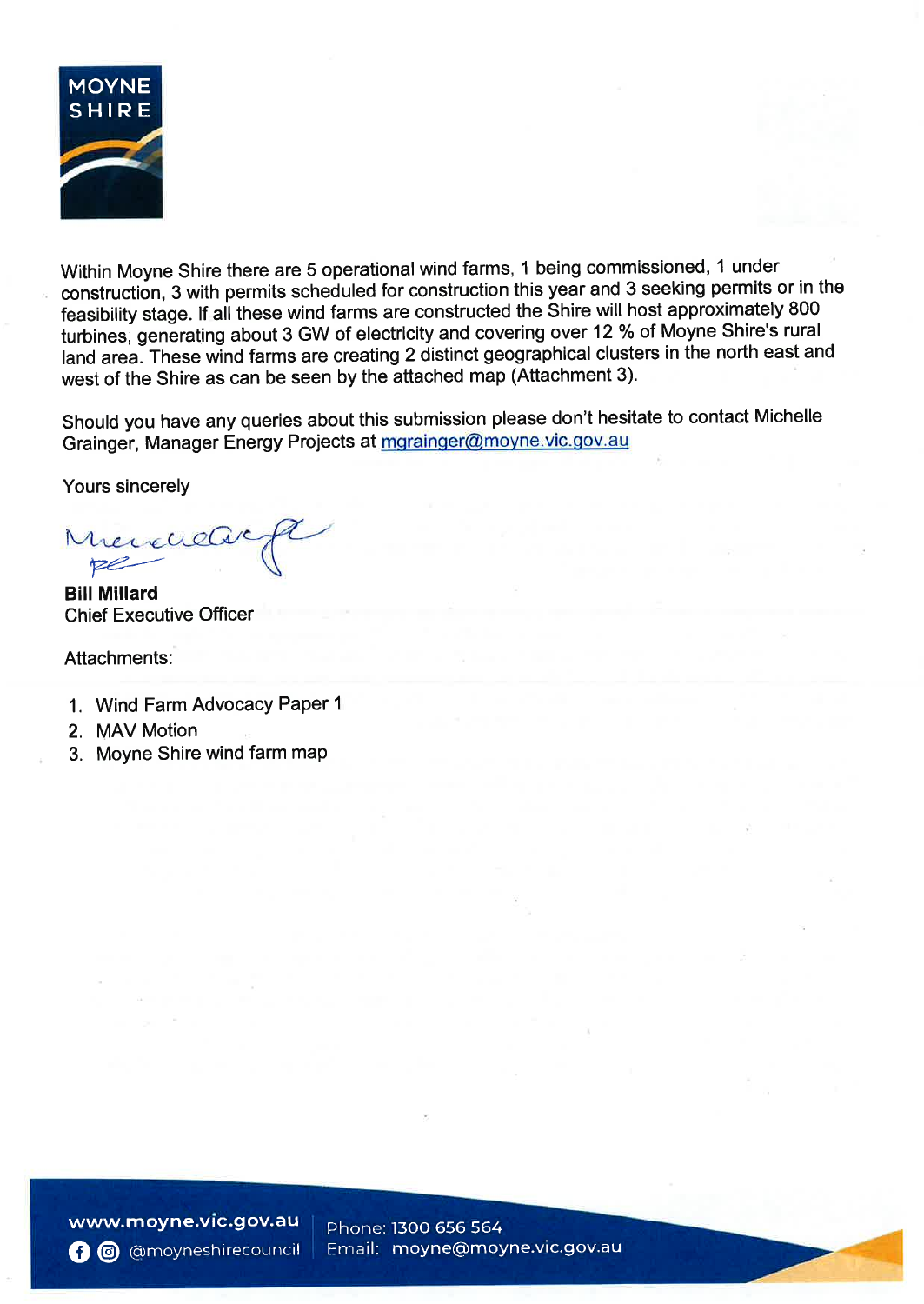Within Moyne Shire there are 5 operational wind farms, 1 being commissioned, 1 under construction, 3 with permits scheduled for construction this year and 3 seeking permits or in the feasibility stage. If all these wind farms are constructed the Shire will host approximately 800 turbines, generating about 3 GW of electricity and covering over 12 % of Moyne Shire's rural land area. These wind farms are creating 2 distinct geographical clusters in the north east and west of the Shire as can be seen by the attached map (Attachment 3).

Should you have any queries about this submission please don't hesitate to contact Michelle Grainger, Manager Energy Projects at mgrainger@moyne.vic.gov.au

Yours sincerely

**Bill Millard**
Chief Executive Officer

Attachments:

1. Wind Farm Advocacy Paper 1
2. MAV Motion
3. Moyne Shire wind farm map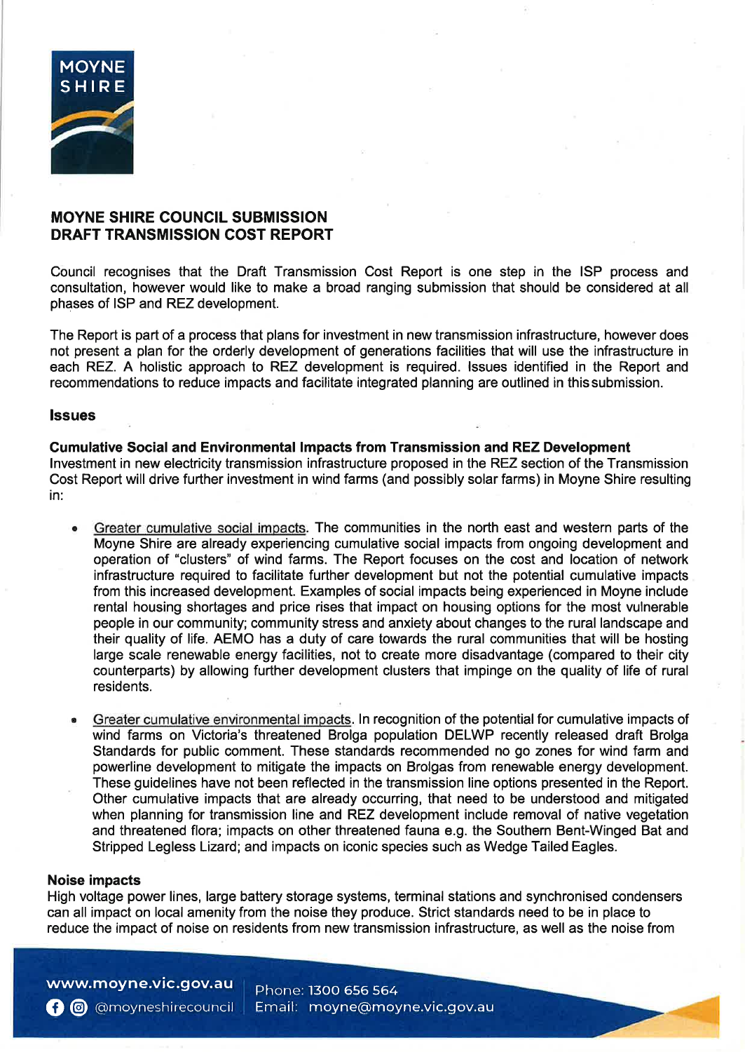## MOYNE SHIRE COUNCIL SUBMISSION
## DRAFT TRANSMISSION COST REPORT

Council recognises that the Draft Transmission Cost Report is one step in the ISP process and consultation, however would like to make a broad ranging submission that should be considered at all phases of ISP and REZ development.

The Report is part of a process that plans for investment in new transmission infrastructure, however does not present a plan for the orderly development of generations facilities that will use the infrastructure in each REZ. A holistic approach to REZ development is required. Issues identified in the Report and recommendations to reduce impacts and facilitate integrated planning are outlined in this submission.

### Issues

**Cumulative Social and Environmental Impacts from Transmission and REZ Development**
Investment in new electricity transmission infrastructure proposed in the REZ section of the Transmission Cost Report will drive further investment in wind farms (and possibly solar farms) in Moyne Shire resulting in:

- Greater cumulative social impacts. The communities in the north east and western parts of the Moyne Shire are already experiencing cumulative social impacts from ongoing development and operation of "clusters" of wind farms. The Report focuses on the cost and location of network infrastructure required to facilitate further development but not the potential cumulative impacts from this increased development. Examples of social impacts being experienced in Moyne include rental housing shortages and price rises that impact on housing options for the most vulnerable people in our community; community stress and anxiety about changes to the rural landscape and their quality of life. AEMO has a duty of care towards the rural communities that will be hosting large scale renewable energy facilities, not to create more disadvantage (compared to their city counterparts) by allowing further development clusters that impinge on the quality of life of rural residents.

- Greater cumulative environmental impacts. In recognition of the potential for cumulative impacts of wind farms on Victoria's threatened Brolga population DELWP recently released draft Brolga Standards for public comment. These standards recommended no go zones for wind farm and powerline development to mitigate the impacts on Brolgas from renewable energy development. These guidelines have not been reflected in the transmission line options presented in the Report. Other cumulative impacts that are already occurring, that need to be understood and mitigated when planning for transmission line and REZ development include removal of native vegetation and threatened flora; impacts on other threatened fauna e.g. the Southern Bent-Winged Bat and Stripped Legless Lizard; and impacts on iconic species such as Wedge Tailed Eagles.

**Noise impacts**
High voltage power lines, large battery storage systems, terminal stations and synchronised condensers can all impact on local amenity from the noise they produce. Strict standards need to be in place to reduce the impact of noise on residents from new transmission infrastructure, as well as the noise from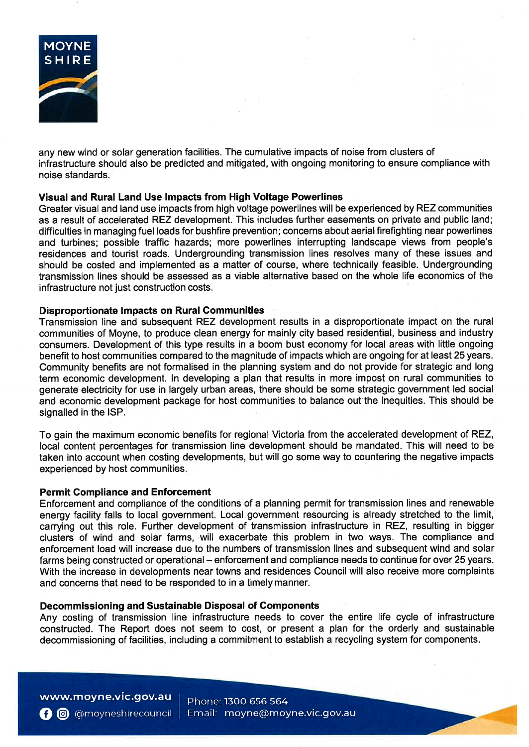any new wind or solar generation facilities. The cumulative impacts of noise from clusters of infrastructure should also be predicted and mitigated, with ongoing monitoring to ensure compliance with noise standards.

**Visual and Rural Land Use Impacts from High Voltage Powerlines**

Greater visual and land use impacts from high voltage powerlines will be experienced by REZ communities as a result of accelerated REZ development. This includes further easements on private and public land; difficulties in managing fuel loads for bushfire prevention; concerns about aerial firefighting near powerlines and turbines; possible traffic hazards; more powerlines interrupting landscape views from people's residences and tourist roads. Undergrounding transmission lines resolves many of these issues and should be costed and implemented as a matter of course, where technically feasible. Undergrounding transmission lines should be assessed as a viable alternative based on the whole life economics of the infrastructure not just construction costs.

**Disproportionate Impacts on Rural Communities**

Transmission line and subsequent REZ development results in a disproportionate impact on the rural communities of Moyne, to produce clean energy for mainly city based residential, business and industry consumers. Development of this type results in a boom bust economy for local areas with little ongoing benefit to host communities compared to the magnitude of impacts which are ongoing for at least 25 years. Community benefits are not formalised in the planning system and do not provide for strategic and long term economic development. In developing a plan that results in more impost on rural communities to generate electricity for use in largely urban areas, there should be some strategic government led social and economic development package for host communities to balance out the inequities. This should be signalled in the ISP.

To gain the maximum economic benefits for regional Victoria from the accelerated development of REZ, local content percentages for transmission line development should be mandated. This will need to be taken into account when costing developments, but will go some way to countering the negative impacts experienced by host communities.

**Permit Compliance and Enforcement**

Enforcement and compliance of the conditions of a planning permit for transmission lines and renewable energy facility falls to local government. Local government resourcing is already stretched to the limit, carrying out this role. Further development of transmission infrastructure in REZ, resulting in bigger clusters of wind and solar farms, will exacerbate this problem in two ways. The compliance and enforcement load will increase due to the numbers of transmission lines and subsequent wind and solar farms being constructed or operational – enforcement and compliance needs to continue for over 25 years. With the increase in developments near towns and residences Council will also receive more complaints and concerns that need to be responded to in a timely manner.

**Decommissioning and Sustainable Disposal of Components**

Any costing of transmission line infrastructure needs to cover the entire life cycle of infrastructure constructed. The Report does not seem to cost, or present a plan for the orderly and sustainable decommissioning of facilities, including a commitment to establish a recycling system for components.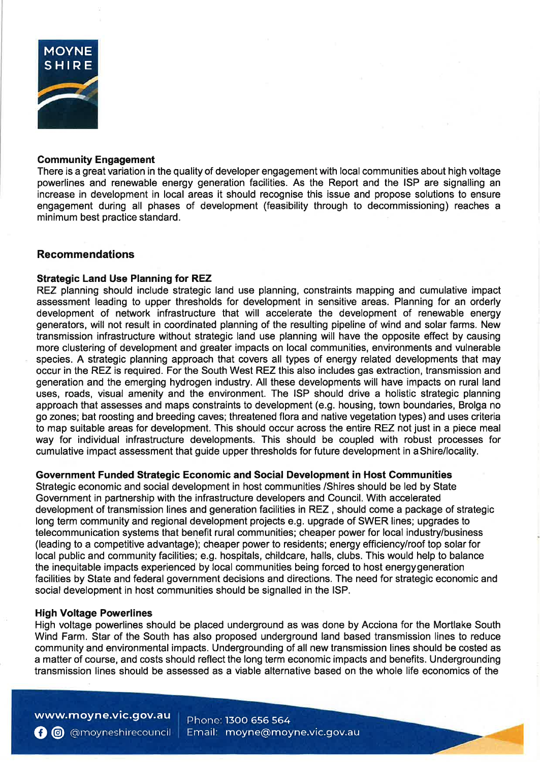### Community Engagement

There is a great variation in the quality of developer engagement with local communities about high voltage powerlines and renewable energy generation facilities. As the Report and the ISP are signalling an increase in development in local areas it should recognise this issue and propose solutions to ensure engagement during all phases of development (feasibility through to decommissioning) reaches a minimum best practice standard.

## Recommendations

### Strategic Land Use Planning for REZ

REZ planning should include strategic land use planning, constraints mapping and cumulative impact assessment leading to upper thresholds for development in sensitive areas. Planning for an orderly development of network infrastructure that will accelerate the development of renewable energy generators, will not result in coordinated planning of the resulting pipeline of wind and solar farms. New transmission infrastructure without strategic land use planning will have the opposite effect by causing more clustering of development and greater impacts on local communities, environments and vulnerable species. A strategic planning approach that covers all types of energy related developments that may occur in the REZ is required. For the South West REZ this also includes gas extraction, transmission and generation and the emerging hydrogen industry. All these developments will have impacts on rural land uses, roads, visual amenity and the environment. The ISP should drive a holistic strategic planning approach that assesses and maps constraints to development (e.g. housing, town boundaries, Brolga no go zones; bat roosting and breeding caves; threatened flora and native vegetation types) and uses criteria to map suitable areas for development. This should occur across the entire REZ not just in a piece meal way for individual infrastructure developments. This should be coupled with robust processes for cumulative impact assessment that guide upper thresholds for future development in a Shire/locality.

### Government Funded Strategic Economic and Social Development in Host Communities

Strategic economic and social development in host communities /Shires should be led by State Government in partnership with the infrastructure developers and Council. With accelerated development of transmission lines and generation facilities in REZ , should come a package of strategic long term community and regional development projects e.g. upgrade of SWER lines; upgrades to telecommunication systems that benefit rural communities; cheaper power for local industry/business (leading to a competitive advantage); cheaper power to residents; energy efficiency/roof top solar for local public and community facilities; e.g. hospitals, childcare, halls, clubs. This would help to balance the inequitable impacts experienced by local communities being forced to host energy generation facilities by State and federal government decisions and directions. The need for strategic economic and social development in host communities should be signalled in the ISP.

### High Voltage Powerlines

High voltage powerlines should be placed underground as was done by Acciona for the Mortlake South Wind Farm. Star of the South has also proposed underground land based transmission lines to reduce community and environmental impacts. Undergrounding of all new transmission lines should be costed as a matter of course, and costs should reflect the long term economic impacts and benefits. Undergrounding transmission lines should be assessed as a viable alternative based on the whole life economics of the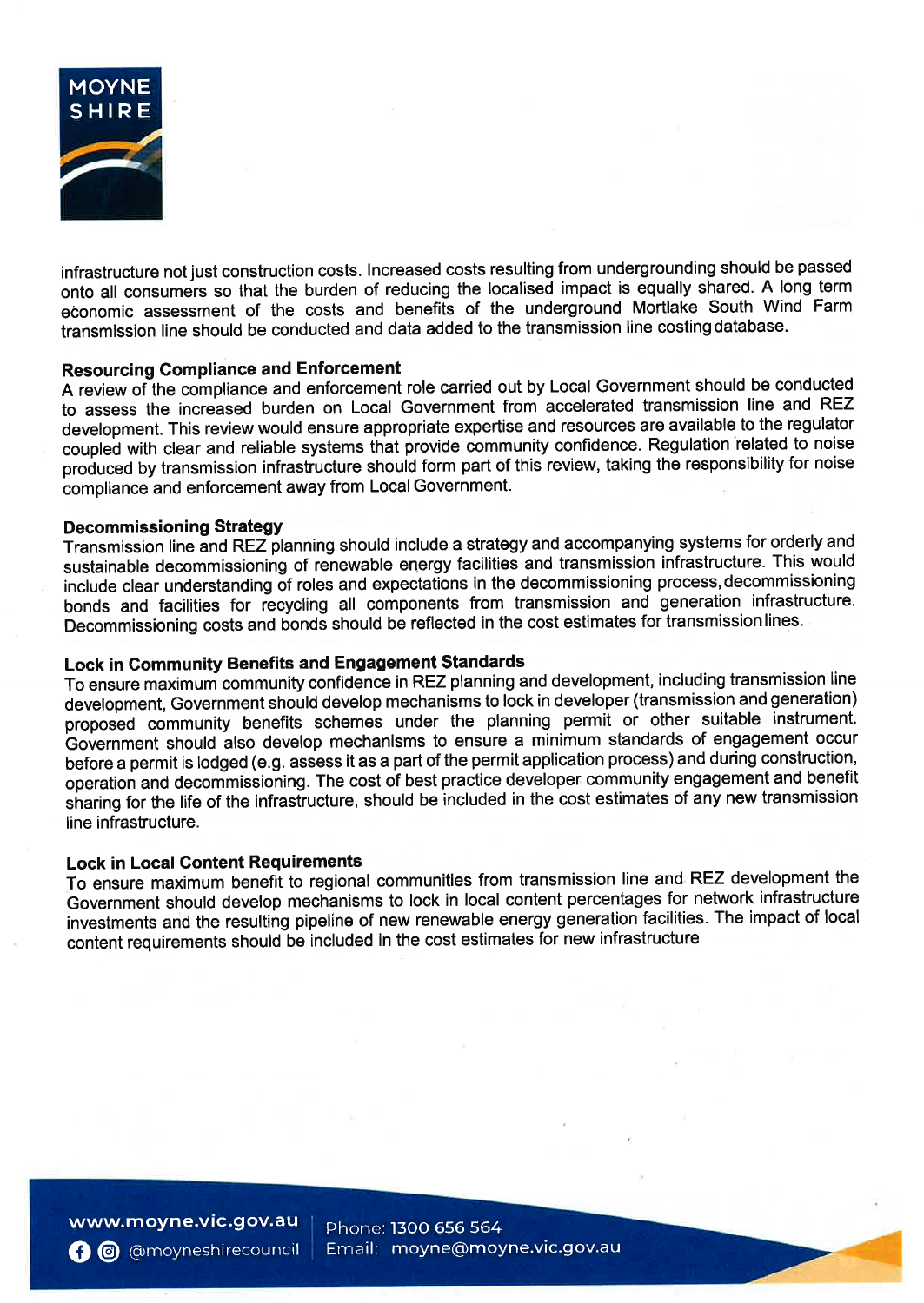infrastructure not just construction costs. Increased costs resulting from undergrounding should be passed onto all consumers so that the burden of reducing the localised impact is equally shared. A long term economic assessment of the costs and benefits of the underground Mortlake South Wind Farm transmission line should be conducted and data added to the transmission line costing database.

**Resourcing Compliance and Enforcement**

A review of the compliance and enforcement role carried out by Local Government should be conducted to assess the increased burden on Local Government from accelerated transmission line and REZ development. This review would ensure appropriate expertise and resources are available to the regulator coupled with clear and reliable systems that provide community confidence. Regulation related to noise produced by transmission infrastructure should form part of this review, taking the responsibility for noise compliance and enforcement away from Local Government.

**Decommissioning Strategy**

Transmission line and REZ planning should include a strategy and accompanying systems for orderly and sustainable decommissioning of renewable energy facilities and transmission infrastructure. This would include clear understanding of roles and expectations in the decommissioning process, decommissioning bonds and facilities for recycling all components from transmission and generation infrastructure. Decommissioning costs and bonds should be reflected in the cost estimates for transmission lines.

**Lock in Community Benefits and Engagement Standards**

To ensure maximum community confidence in REZ planning and development, including transmission line development, Government should develop mechanisms to lock in developer (transmission and generation) proposed community benefits schemes under the planning permit or other suitable instrument. Government should also develop mechanisms to ensure a minimum standards of engagement occur before a permit is lodged (e.g. assess it as a part of the permit application process) and during construction, operation and decommissioning. The cost of best practice developer community engagement and benefit sharing for the life of the infrastructure, should be included in the cost estimates of any new transmission line infrastructure.

**Lock in Local Content Requirements**

To ensure maximum benefit to regional communities from transmission line and REZ development the Government should develop mechanisms to lock in local content percentages for network infrastructure investments and the resulting pipeline of new renewable energy generation facilities. The impact of local content requirements should be included in the cost estimates for new infrastructure